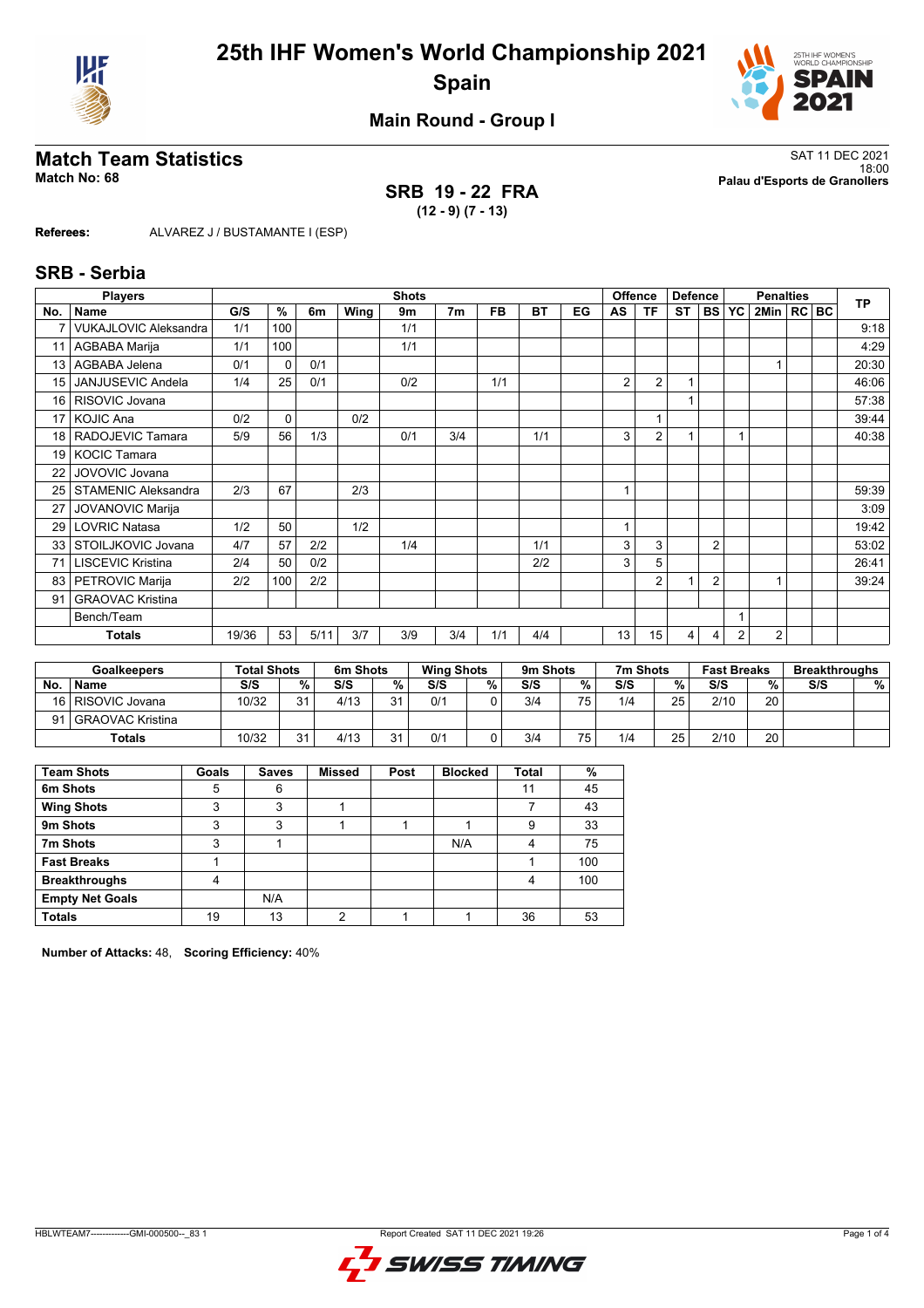# 25th IHF Women's World Championship 2021
## Spain

### Main Round - Group I

## Match Team Statistics

**Match No: 68**

SAT 11 DEC 2021
18:00
**Palau d'Esports de Granollers**

### SRB 19 - 22 FRA
**(12 - 9) (7 - 13)**

**Referees:** ALVAREZ J / BUSTAMANTE I (ESP)

## SRB - Serbia

| Players | | Shots | | | | | | | | | Offence | | Defence | | Penalties | | | | TP |
|---|---|---|---|---|---|---|---|---|---|---|---|---|---|---|---|---|---|---|---|
| No. | Name | G/S | % | 6m | Wing | 9m | 7m | FB | BT | EG | AS | TF | ST | BS | YC | 2Min | RC | BC | |
| 7 | VUKAJLOVIC Aleksandra | 1/1 | 100 | | | 1/1 | | | | | | | | | | | | | 9:18 |
| 11 | AGBABA Marija | 1/1 | 100 | | | 1/1 | | | | | | | | | | | | | 4:29 |
| 13 | AGBABA Jelena | 0/1 | 0 | 0/1 | | | | | | | | | | | | 1 | | | 20:30 |
| 15 | JANJUSEVIC Andela | 1/4 | 25 | 0/1 | | 0/2 | | 1/1 | | | 2 | 2 | 1 | | | | | | 46:06 |
| 16 | RISOVIC Jovana | | | | | | | | | | | | 1 | | | | | | 57:38 |
| 17 | KOJIC Ana | 0/2 | 0 | | 0/2 | | | | | | | 1 | | | | | | | 39:44 |
| 18 | RADOJEVIC Tamara | 5/9 | 56 | 1/3 | | 0/1 | 3/4 | | 1/1 | | 3 | 2 | 1 | | 1 | | | | 40:38 |
| 19 | KOCIC Tamara | | | | | | | | | | | | | | | | | | |
| 22 | JOVOVIC Jovana | | | | | | | | | | | | | | | | | | |
| 25 | STAMENIC Aleksandra | 2/3 | 67 | | 2/3 | | | | | | 1 | | | | | | | | 59:39 |
| 27 | JOVANOVIC Marija | | | | | | | | | | | | | | | | | | 3:09 |
| 29 | LOVRIC Natasa | 1/2 | 50 | | 1/2 | | | | | | 1 | | | | | | | | 19:42 |
| 33 | STOILJKOVIC Jovana | 4/7 | 57 | 2/2 | | 1/4 | | | 1/1 | | 3 | 3 | | 2 | | | | | 53:02 |
| 71 | LISCEVIC Kristina | 2/4 | 50 | 0/2 | | | | | 2/2 | | 3 | 5 | | | | | | | 26:41 |
| 83 | PETROVIC Marija | 2/2 | 100 | 2/2 | | | | | | | | 2 | 1 | 2 | | 1 | | | 39:24 |
| 91 | GRAOVAC Kristina | | | | | | | | | | | | | | | | | | |
| | Bench/Team | | | | | | | | | | | | | | 1 | | | | |
| | **Totals** | 19/36 | 53 | 5/11 | 3/7 | 3/9 | 3/4 | 1/1 | 4/4 | | 13 | 15 | 4 | 4 | 2 | 2 | | | |

| Goalkeepers | | Total Shots | | 6m Shots | | Wing Shots | | 9m Shots | | 7m Shots | | Fast Breaks | | Breakthroughs | |
|---|---|---|---|---|---|---|---|---|---|---|---|---|---|---|---|
| No. | Name | S/S | % | S/S | % | S/S | % | S/S | % | S/S | % | S/S | % | S/S | % |
| 16 | RISOVIC Jovana | 10/32 | 31 | 4/13 | 31 | 0/1 | 0 | 3/4 | 75 | 1/4 | 25 | 2/10 | 20 | | |
| 91 | GRAOVAC Kristina | | | | | | | | | | | | | | |
| | **Totals** | 10/32 | 31 | 4/13 | 31 | 0/1 | 0 | 3/4 | 75 | 1/4 | 25 | 2/10 | 20 | | |

| Team Shots | Goals | Saves | Missed | Post | Blocked | Total | % |
|---|---|---|---|---|---|---|---|
| 6m Shots | 5 | 6 | | | | 11 | 45 |
| Wing Shots | 3 | 3 | 1 | | | 7 | 43 |
| 9m Shots | 3 | 3 | 1 | 1 | 1 | 9 | 33 |
| 7m Shots | 3 | 1 | | | N/A | 4 | 75 |
| Fast Breaks | 1 | | | | | 1 | 100 |
| Breakthroughs | 4 | | | | | 4 | 100 |
| Empty Net Goals | | N/A | | | | | |
| **Totals** | 19 | 13 | 2 | 1 | 1 | 36 | 53 |

**Number of Attacks:** 48, **Scoring Efficiency:** 40%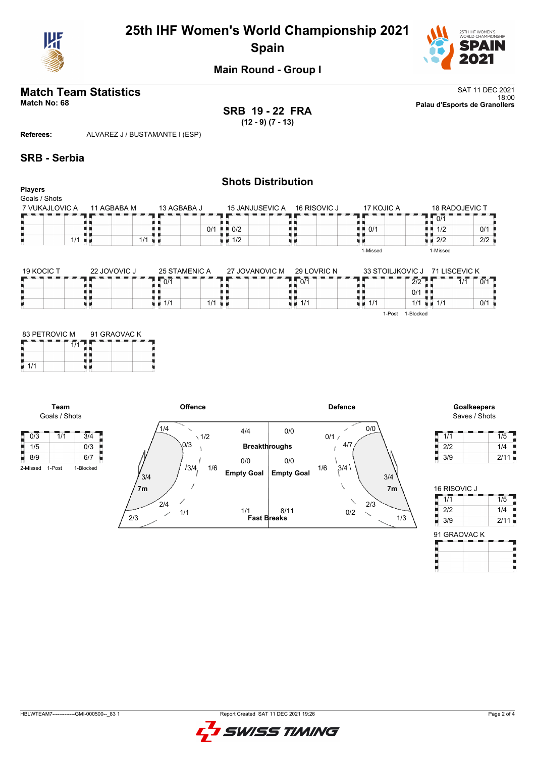# 25th IHF Women's World Championship 2021

## Spain

### Main Round - Group I

## Match Team Statistics

**Match No: 68**

SAT 11 DEC 2021
18:00
**Palau d'Esports de Granollers**

**SRB 19 - 22 FRA**
**(12 - 9) (7 - 13)**

**Referees:** ALVAREZ J / BUSTAMANTE I (ESP)

## SRB - Serbia

### Shots Distribution

**Players**
Goals / Shots

**7 VUKAJLOVIC A**

| | | |
|---|---|---|
| | | |
| | | |
| | | 1/1 |

**11 AGBABA M**

| | | |
|---|---|---|
| | | |
| | | |
| | | 1/1 |

**13 AGBABA J**

| | | |
|---|---|---|
| | | |
| | | 0/1 |
| | | |

**15 JANJUSEVIC A**

| | | |
|---|---|---|
| | | |
| 0/2 | | |
| 1/2 | | |

**16 RISOVIC J**

| | | |
|---|---|---|
| | | |
| | | |
| | | |

**17 KOJIC A**

| | | |
|---|---|---|
| | | |
| 0/1 | | |
| | | |

1-Missed

**18 RADOJEVIC T**

| | | |
|---|---|---|
| 0/1 | | |
| 1/2 | | 0/1 |
| 2/2 | | 2/2 |

1-Missed

**19 KOCIC T**

| | | |
|---|---|---|
| | | |
| | | |
| | | |

**22 JOVOVIC J**

| | | |
|---|---|---|
| | | |
| | | |
| | | |

**25 STAMENIC A**

| | | |
|---|---|---|
| 0/1 | | |
| | | |
| 1/1 | | 1/1 |

**27 JOVANOVIC M**

| | | |
|---|---|---|
| | | |
| | | |
| | | |

**29 LOVRIC N**

| | | |
|---|---|---|
| 0/1 | | |
| | | |
| 1/1 | | |

**33 STOILJKOVIC J**

| | | |
|---|---|---|
| | | 2/2 |
| | | 0/1 |
| 1/1 | | 1/1 |

1-Post 1-Blocked

**71 LISCEVIC K**

| | | |
|---|---|---|
| | 1/1 | 0/1 |
| | | |
| 1/1 | | 0/1 |

**83 PETROVIC M**

| | | |
|---|---|---|
| | | 1/1 |
| | | |
| 1/1 | | |

**91 GRAOVAC K**

| | | |
|---|---|---|
| | | |
| | | |
| | | |

**Team**
Goals / Shots

| | | |
|---|---|---|
| 0/3 | 1/1 | 3/4 |
| 1/5 | | 0/3 |
| 8/9 | | 6/7 |

2-Missed 1-Post 1-Blocked

**Offence**

| Zone | Goals / Shots |
|---|---|
| Left wing | 1/4 |
| Left 9m | 0/3 |
| Left back | 1/2 |
| Centre 9m | 3/4 |
| Centre back | 1/6 |
| Left 6m | 3/4 |
| 7m | 2/4 |
| Right 6m / Pivot | 1/1 |
| Right wing | 2/3 |
| Breakthroughs | 4/4 |
| Empty Goal | 0/0 |
| Fast Breaks | 1/1 |

**Defence**

| Zone | Goals / Shots |
|---|---|
| Breakthroughs | 0/0 |
| Empty Goal | 0/0 |
| Fast Breaks | 8/11 |
| Right wing | 0/0 |
| Right back | 0/1 |
| Right 9m | 4/7 |
| Centre back | 1/6 |
| Centre 9m | 3/4 |
| Right 6m | 3/4 |
| 7m | 2/3 |
| Left 6m / Pivot | 0/2 |
| Left wing | 1/3 |

**Goalkeepers**
Saves / Shots

| | | |
|---|---|---|
| 1/1 | | 1/5 |
| 2/2 | | 1/4 |
| 3/9 | | 2/11 |

**16 RISOVIC J**

| | | |
|---|---|---|
| 1/1 | | 1/5 |
| 2/2 | | 1/4 |
| 3/9 | | 2/11 |

**91 GRAOVAC K**

| | | |
|---|---|---|
| | | |
| | | |
| | | |

HBLWTEAM7-------------GMI-000500--_83 1 Report Created SAT 11 DEC 2021 19:26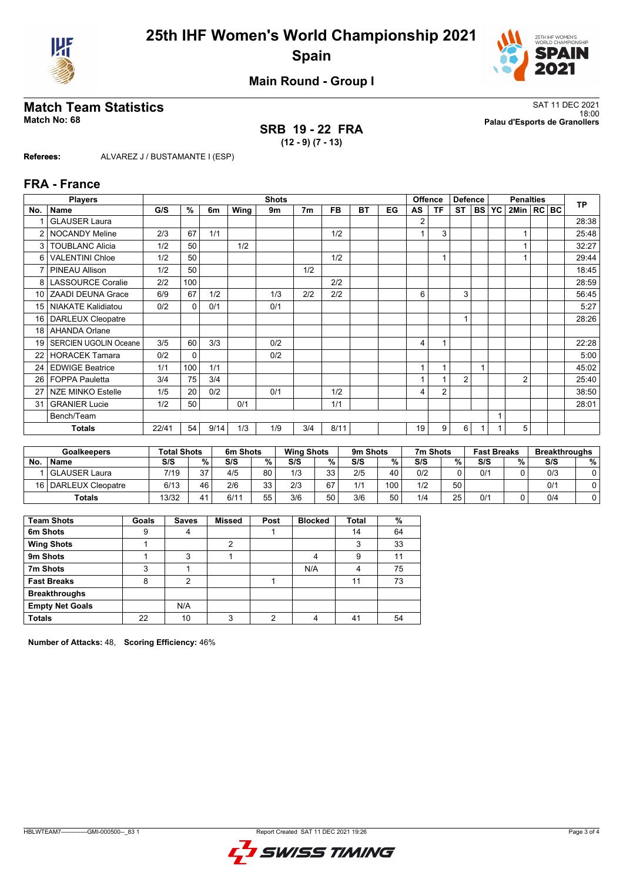# 25th IHF Women's World Championship 2021
## Spain

### Main Round - Group I

## Match Team Statistics

**Match No: 68**

SAT 11 DEC 2021
18:00
**Palau d'Esports de Granollers**

**SRB 19 - 22 FRA**
**(12 - 9) (7 - 13)**

**Referees:** ALVAREZ J / BUSTAMANTE I (ESP)

## FRA - France

| Players | | Shots | | | | | | | | | Offence | | Defence | | Penalties | | | | TP |
|---|---|---|---|---|---|---|---|---|---|---|---|---|---|---|---|---|---|---|---|
| No. | Name | G/S | % | 6m | Wing | 9m | 7m | FB | BT | EG | AS | TF | ST | BS | YC | 2Min | RC | BC | |
| 1 | GLAUSER Laura | | | | | | | | | | 2 | | | | | | | | 28:38 |
| 2 | NOCANDY Meline | 2/3 | 67 | 1/1 | | | | 1/2 | | | 1 | 3 | | | | 1 | | | 25:48 |
| 3 | TOUBLANC Alicia | 1/2 | 50 | | 1/2 | | | | | | | | | | | 1 | | | 32:27 |
| 6 | VALENTINI Chloe | 1/2 | 50 | | | | | 1/2 | | | | 1 | | | | 1 | | | 29:44 |
| 7 | PINEAU Allison | 1/2 | 50 | | | | 1/2 | | | | | | | | | | | | 18:45 |
| 8 | LASSOURCE Coralie | 2/2 | 100 | | | | | 2/2 | | | | | | | | | | | 28:59 |
| 10 | ZAADI DEUNA Grace | 6/9 | 67 | 1/2 | | 1/3 | 2/2 | 2/2 | | | 6 | | 3 | | | | | | 56:45 |
| 15 | NIAKATE Kalidiatou | 0/2 | 0 | 0/1 | | 0/1 | | | | | | | | | | | | | 5:27 |
| 16 | DARLEUX Cleopatre | | | | | | | | | | | | 1 | | | | | | 28:26 |
| 18 | AHANDA Orlane | | | | | | | | | | | | | | | | | | |
| 19 | SERCIEN UGOLIN Oceane | 3/5 | 60 | 3/3 | | 0/2 | | | | | 4 | 1 | | | | | | | 22:28 |
| 22 | HORACEK Tamara | 0/2 | 0 | | | 0/2 | | | | | | | | | | | | | 5:00 |
| 24 | EDWIGE Beatrice | 1/1 | 100 | 1/1 | | | | | | | 1 | 1 | | 1 | | | | | 45:02 |
| 26 | FOPPA Pauletta | 3/4 | 75 | 3/4 | | | | | | | 1 | 1 | 2 | | | 2 | | | 25:40 |
| 27 | NZE MINKO Estelle | 1/5 | 20 | 0/2 | | 0/1 | | 1/2 | | | 4 | 2 | | | | | | | 38:50 |
| 31 | GRANIER Lucie | 1/2 | 50 | | 0/1 | | | 1/1 | | | | | | | | | | | 28:01 |
| | Bench/Team | | | | | | | | | | | | | | 1 | | | | |
| | **Totals** | 22/41 | 54 | 9/14 | 1/3 | 1/9 | 3/4 | 8/11 | | | 19 | 9 | 6 | 1 | 1 | 5 | | | |

| Goalkeepers | | Total Shots | | 6m Shots | | Wing Shots | | 9m Shots | | 7m Shots | | Fast Breaks | | Breakthroughs | |
|---|---|---|---|---|---|---|---|---|---|---|---|---|---|---|---|
| No. | Name | S/S | % | S/S | % | S/S | % | S/S | % | S/S | % | S/S | % | S/S | % |
| 1 | GLAUSER Laura | 7/19 | 37 | 4/5 | 80 | 1/3 | 33 | 2/5 | 40 | 0/2 | 0 | 0/1 | 0 | 0/3 | 0 |
| 16 | DARLEUX Cleopatre | 6/13 | 46 | 2/6 | 33 | 2/3 | 67 | 1/1 | 100 | 1/2 | 50 | | | 0/1 | 0 |
| | **Totals** | 13/32 | 41 | 6/11 | 55 | 3/6 | 50 | 3/6 | 50 | 1/4 | 25 | 0/1 | 0 | 0/4 | 0 |

| Team Shots | Goals | Saves | Missed | Post | Blocked | Total | % |
|---|---|---|---|---|---|---|---|
| **6m Shots** | 9 | 4 | | 1 | | 14 | 64 |
| **Wing Shots** | 1 | | 2 | | | 3 | 33 |
| **9m Shots** | 1 | 3 | 1 | | 4 | 9 | 11 |
| **7m Shots** | 3 | 1 | | | N/A | 4 | 75 |
| **Fast Breaks** | 8 | 2 | | 1 | | 11 | 73 |
| **Breakthroughs** | | | | | | | |
| **Empty Net Goals** | | N/A | | | | | |
| **Totals** | 22 | 10 | 3 | 2 | 4 | 41 | 54 |

**Number of Attacks:** 48, **Scoring Efficiency:** 46%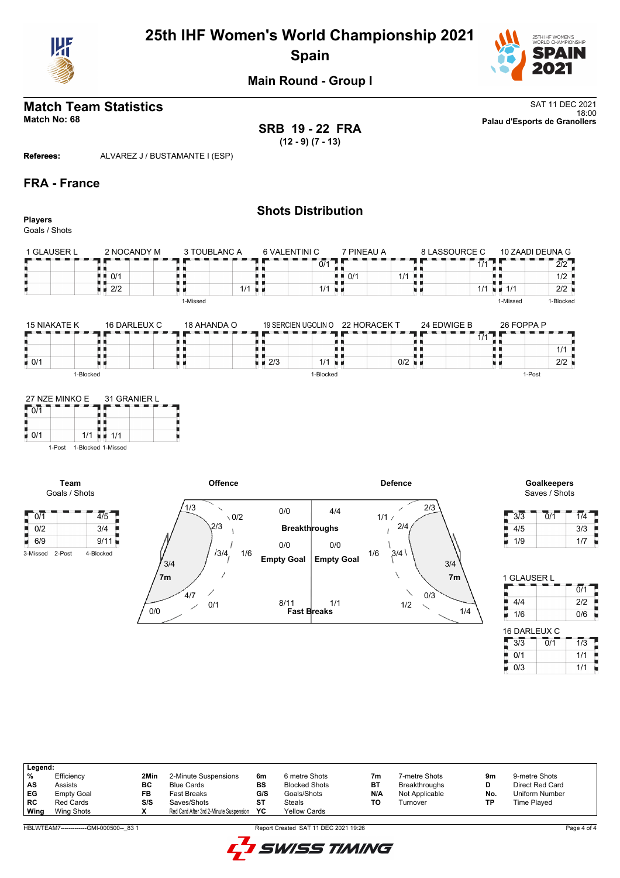# 25th IHF Women's World Championship 2021

## Spain

### Main Round - Group I

## Match Team Statistics

**Match No: 68**

SAT 11 DEC 2021
18:00
**Palau d'Esports de Granollers**

**SRB 19 - 22 FRA**
**(12 - 9) (7 - 13)**

**Referees:** ALVAREZ J / BUSTAMANTE I (ESP)

## FRA - France

### Shots Distribution

**Players**
Goals / Shots

1 GLAUSER L

2 NOCANDY M
0/1
2/2

3 TOUBLANC A
1/1
1-Missed

6 VALENTINI C
0/1
1/1

7 PINEAU A
0/1 1/1

8 LASSOURCE C
1/1
1/1

10 ZAADI DEUNA G
2/2
1/2
1/1 2/2
1-Missed 1-Blocked

15 NIAKATE K
0/1
1-Blocked

16 DARLEUX C

18 AHANDA O

19 SERCIEN UGOLIN O
2/3 1/1
1-Blocked

22 HORACEK T
0/2

24 EDWIGE B
1/1

26 FOPPA P
1/1
2/2
1-Post

27 NZE MINKO E
0/1
0/1 1/1
1-Post 1-Blocked

31 GRANIER L
1/1
1-Missed

**Team**
Goals / Shots

| | | |
|---|---|---|
| 0/1 | | 4/5 |
| 0/2 | | 3/4 |
| 6/9 | | 9/11 |

3-Missed 2-Post 4-Blocked

**Offence**

1/3
0/2
2/3
/3/4
1/6
3/4
7m
4/7
0/1
0/0

0/0 4/4
Breakthroughs
0/0 0/0
Empty Goal Empty Goal
8/11 1/1
Fast Breaks

**Defence**

1/1
2/3
2/4
1/6
3/4
3/4
7m
0/3
1/2
1/4

**Goalkeepers**
Saves / Shots

| | | |
|---|---|---|
| 3/3 | 0/1 | 1/4 |
| 4/5 | | 3/3 |
| 1/9 | | 1/7 |

1 GLAUSER L

| | | |
|---|---|---|
| | | 0/1 |
| 4/4 | | 2/2 |
| 1/6 | | 0/6 |

16 DARLEUX C

| | | |
|---|---|---|
| 3/3 | 0/1 | 1/3 |
| 0/1 | | 1/1 |
| 0/3 | | 1/1 |

| Legend: | | | | | | | | | |
|---|---|---|---|---|---|---|---|---|---|
| % | Efficiency | 2Min | 2-Minute Suspensions | 6m | 6 metre Shots | 7m | 7-metre Shots | 9m | 9-metre Shots |
| AS | Assists | BC | Blue Cards | BS | Blocked Shots | BT | Breakthroughs | D | Direct Red Card |
| EG | Empty Goal | FB | Fast Breaks | G/S | Goals/Shots | N/A | Not Applicable | No. | Uniform Number |
| RC | Red Cards | S/S | Saves/Shots | ST | Steals | TO | Turnover | TP | Time Played |
| Wing | Wing Shots | X | Red Card After 3rd 2-Minute Suspension | YC | Yellow Cards | | | | |

HBLWTEAM7--------------GMI-000500--_83 1 Report Created SAT 11 DEC 2021 19:26